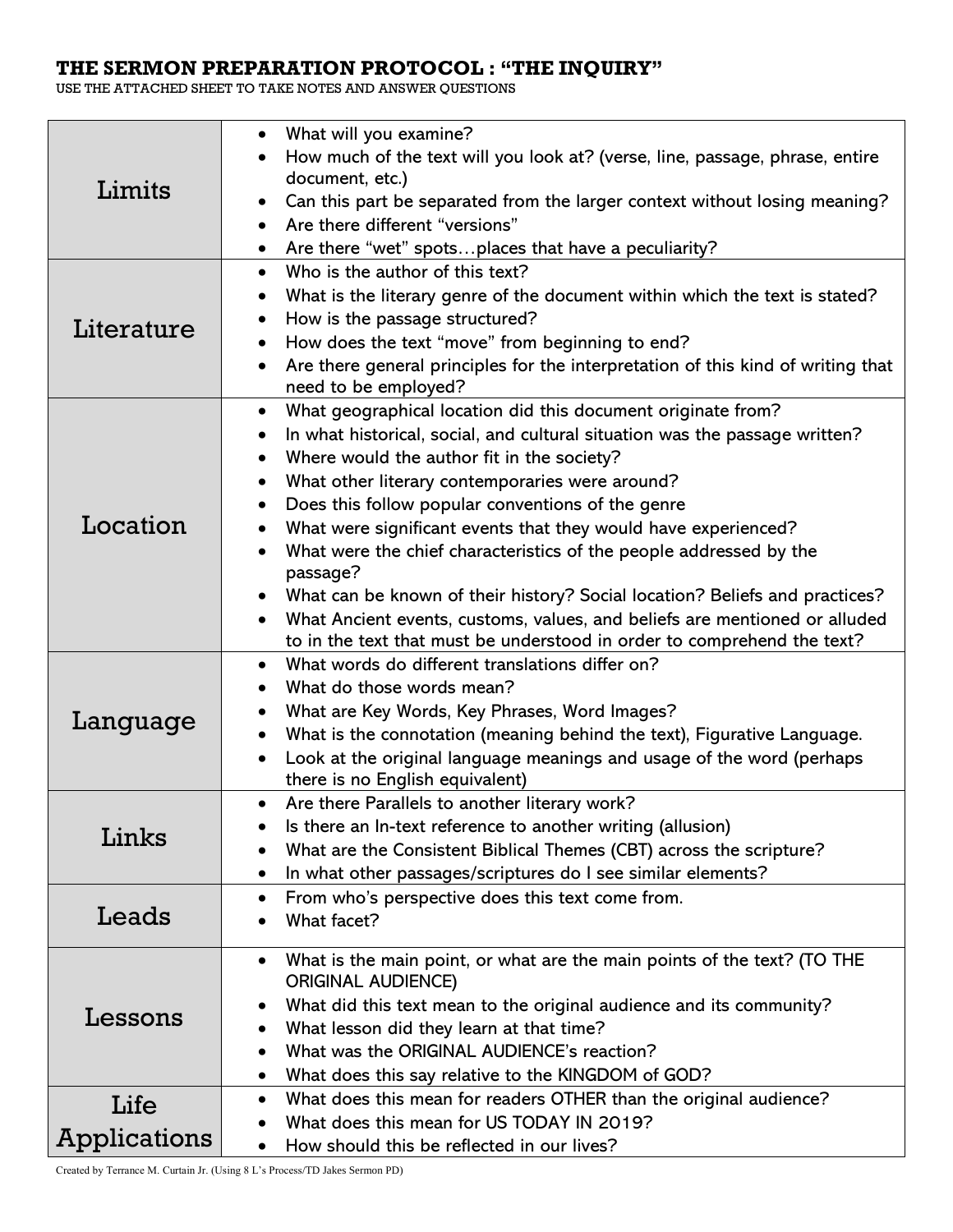# THE SERMON PREPARATION PROTOCOL : "THE INQUIRY"

USE THE ATTACHED SHEET TO TAKE NOTES AND ANSWER QUESTIONS

| | |
|---|---|
| Limits | • What will you examine?<br>• How much of the text will you look at? (verse, line, passage, phrase, entire document, etc.)<br>• Can this part be separated from the larger context without losing meaning?<br>• Are there different "versions"<br>• Are there "wet" spots…places that have a peculiarity? |
| Literature | • Who is the author of this text?<br>• What is the literary genre of the document within which the text is stated?<br>• How is the passage structured?<br>• How does the text "move" from beginning to end?<br>• Are there general principles for the interpretation of this kind of writing that need to be employed? |
| Location | • What geographical location did this document originate from?<br>• In what historical, social, and cultural situation was the passage written?<br>• Where would the author fit in the society?<br>• What other literary contemporaries were around?<br>• Does this follow popular conventions of the genre<br>• What were significant events that they would have experienced?<br>• What were the chief characteristics of the people addressed by the passage?<br>• What can be known of their history? Social location? Beliefs and practices?<br>• What Ancient events, customs, values, and beliefs are mentioned or alluded to in the text that must be understood in order to comprehend the text? |
| Language | • What words do different translations differ on?<br>• What do those words mean?<br>• What are Key Words, Key Phrases, Word Images?<br>• What is the connotation (meaning behind the text), Figurative Language.<br>• Look at the original language meanings and usage of the word (perhaps there is no English equivalent) |
| Links | • Are there Parallels to another literary work?<br>• Is there an In-text reference to another writing (allusion)<br>• What are the Consistent Biblical Themes (CBT) across the scripture?<br>• In what other passages/scriptures do I see similar elements? |
| Leads | • From who's perspective does this text come from.<br>• What facet? |
| Lessons | • What is the main point, or what are the main points of the text? (TO THE ORIGINAL AUDIENCE)<br>• What did this text mean to the original audience and its community?<br>• What lesson did they learn at that time?<br>• What was the ORIGINAL AUDIENCE's reaction?<br>• What does this say relative to the KINGDOM of GOD? |
| Life Applications | • What does this mean for readers OTHER than the original audience?<br>• What does this mean for US TODAY IN 2019?<br>• How should this be reflected in our lives? |

Created by Terrance M. Curtain Jr. (Using 8 L's Process/TD Jakes Sermon PD)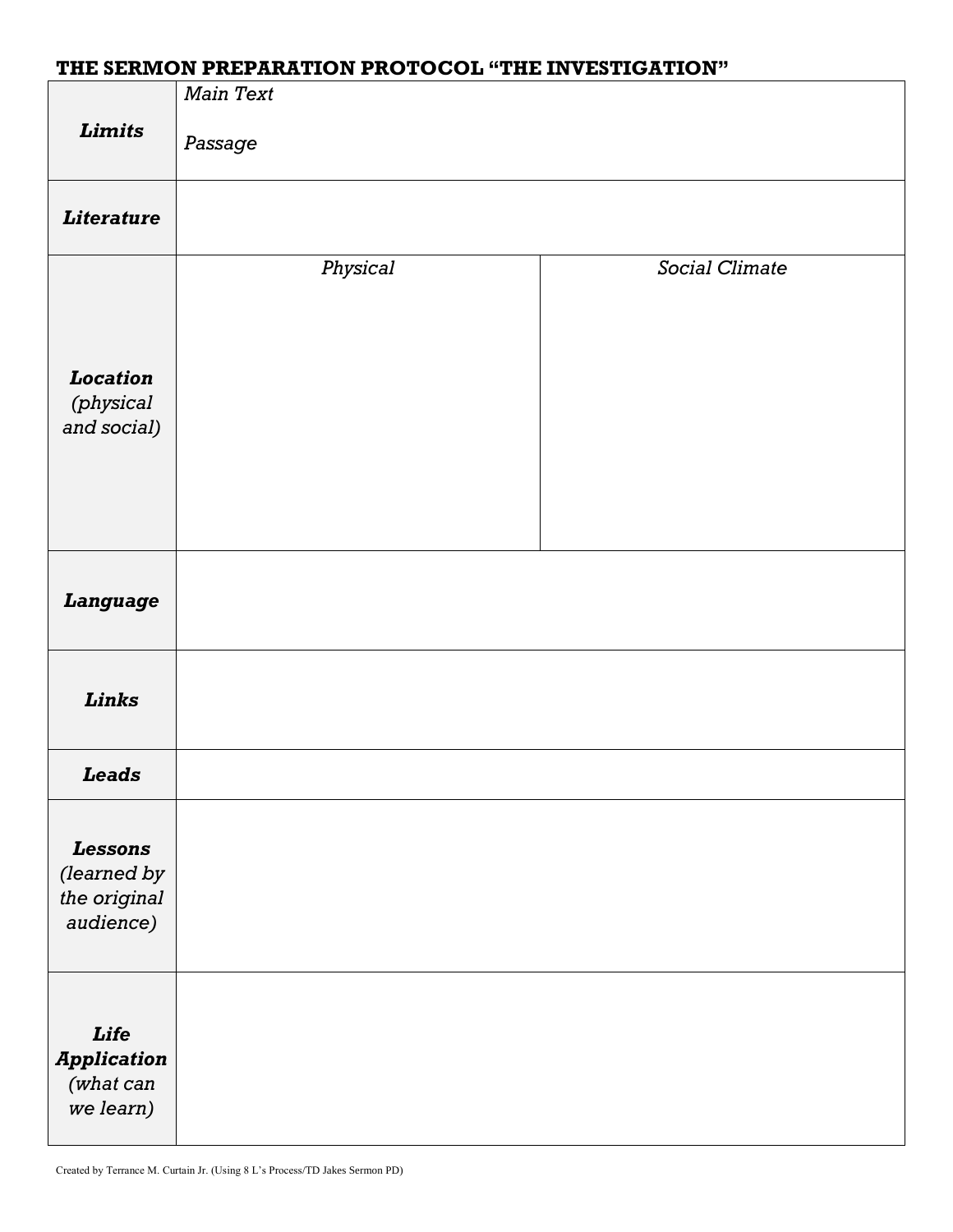# THE SERMON PREPARATION PROTOCOL "THE INVESTIGATION"

| | | |
|---|---|---|
| ***Limits*** | *Main Text*<br><br>*Passage* | |
| ***Literature*** | | |
| ***Location*** *(physical and social)* | *Physical* | *Social Climate* |
| ***Language*** | | |
| ***Links*** | | |
| ***Leads*** | | |
| ***Lessons*** *(learned by the original audience)* | | |
| ***Life Application*** *(what can we learn)* | | |

Created by Terrance M. Curtain Jr. (Using 8 L's Process/TD Jakes Sermon PD)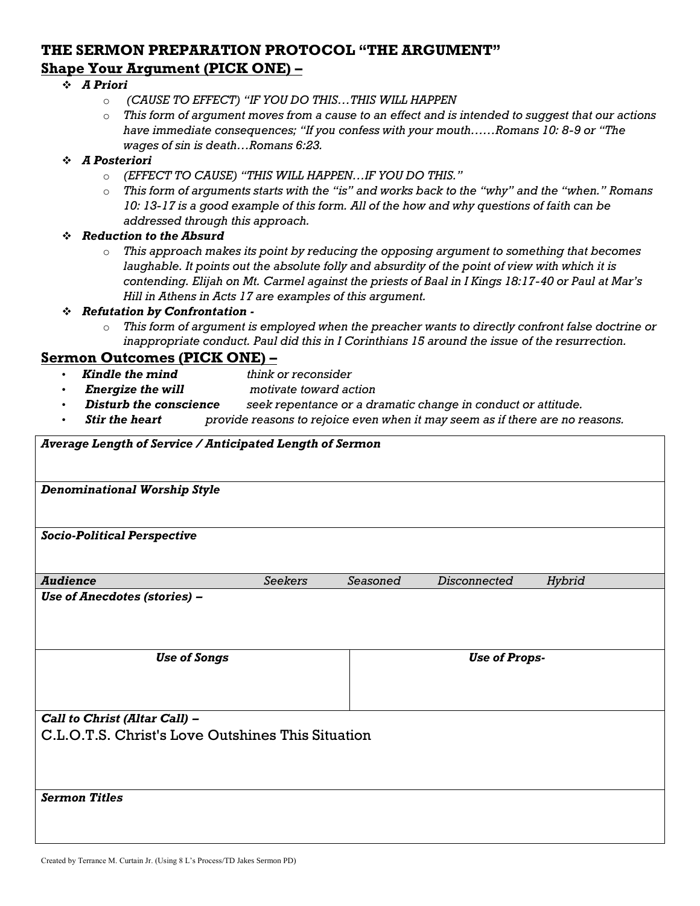# THE SERMON PREPARATION PROTOCOL "THE ARGUMENT"

## Shape Your Argument (PICK ONE) –

- ***A Priori***
  - *(CAUSE TO EFFECT) "IF YOU DO THIS…THIS WILL HAPPEN*
  - *This form of argument moves from a cause to an effect and is intended to suggest that our actions have immediate consequences; "If you confess with your mouth……Romans 10: 8-9 or "The wages of sin is death…Romans 6:23.*
- ***A Posteriori***
  - *(EFFECT TO CAUSE) "THIS WILL HAPPEN…IF YOU DO THIS."*
  - *This form of arguments starts with the "is" and works back to the "why" and the "when." Romans 10: 13-17 is a good example of this form. All of the how and why questions of faith can be addressed through this approach.*
- ***Reduction to the Absurd***
  - *This approach makes its point by reducing the opposing argument to something that becomes laughable. It points out the absolute folly and absurdity of the point of view with which it is contending. Elijah on Mt. Carmel against the priests of Baal in I Kings 18:17-40 or Paul at Mar's Hill in Athens in Acts 17 are examples of this argument.*
- ***Refutation by Confrontation -***
  - *This form of argument is employed when the preacher wants to directly confront false doctrine or inappropriate conduct. Paul did this in I Corinthians 15 around the issue of the resurrection.*

## Sermon Outcomes (PICK ONE) –

- ***Kindle the mind*** *think or reconsider*
- ***Energize the will*** *motivate toward action*
- ***Disturb the conscience*** *seek repentance or a dramatic change in conduct or attitude.*
- ***Stir the heart*** *provide reasons to rejoice even when it may seem as if there are no reasons.*

| ***Average Length of Service / Anticipated Length of Sermon*** | | | | |
|---|---|---|---|---|
| ***Denominational Worship Style*** | | | | |
| ***Socio-Political Perspective*** | | | | |
| ***Audience*** | *Seekers* | *Seasoned* | *Disconnected* | *Hybrid* |
| ***Use of Anecdotes (stories) –*** | | | | |
| ***Use of Songs*** | | ***Use of Props-*** | | |
| ***Call to Christ (Altar Call) –*** C.L.O.T.S. Christ's Love Outshines This Situation | | | | |
| ***Sermon Titles*** | | | | |

Created by Terrance M. Curtain Jr. (Using 8 L's Process/TD Jakes Sermon PD)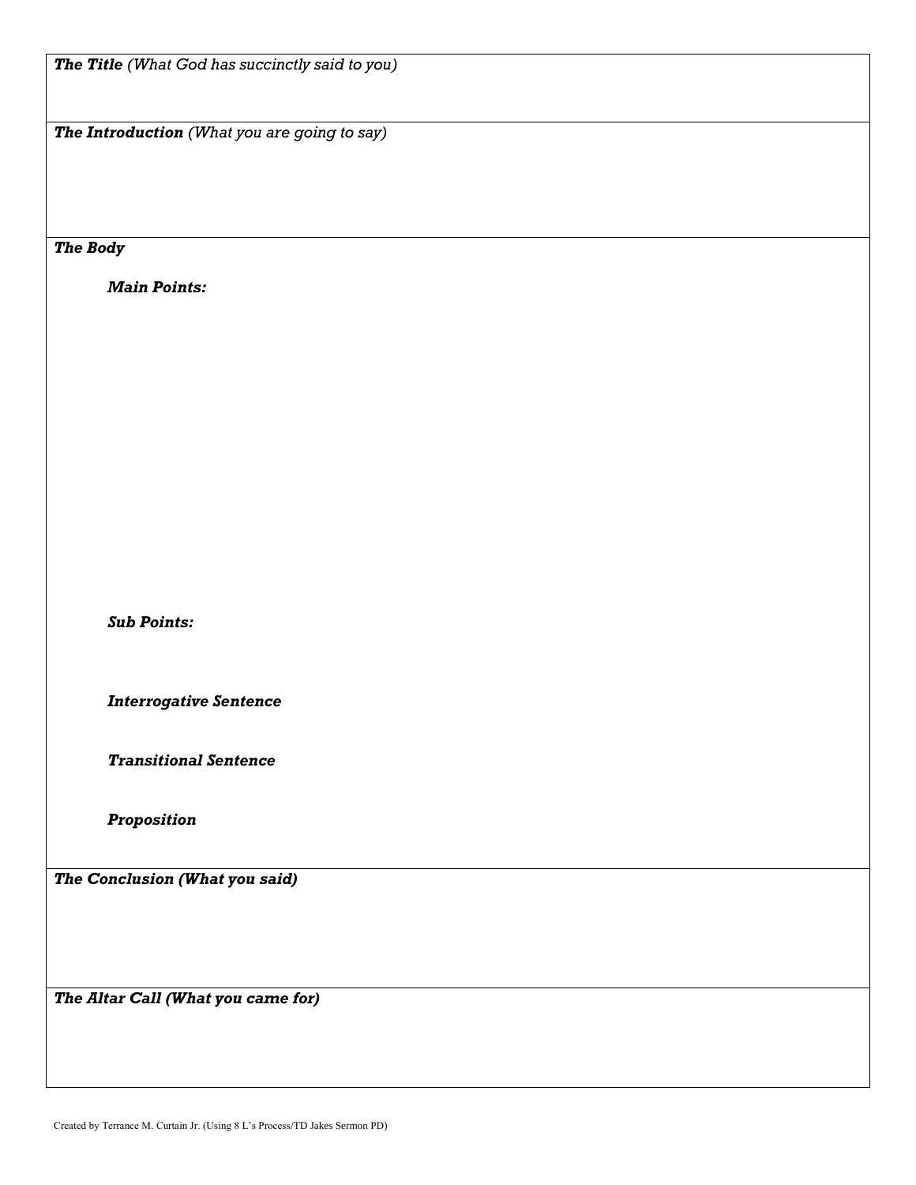***The Title*** *(What God has succinctly said to you)*

***The Introduction*** *(What you are going to say)*

***The Body***

***Main Points:***

***Sub Points:***

***Interrogative Sentence***

***Transitional Sentence***

***Proposition***

***The Conclusion (What you said)***

***The Altar Call (What you came for)***

Created by Terrance M. Curtain Jr. (Using 8 L's Process/TD Jakes Sermon PD)